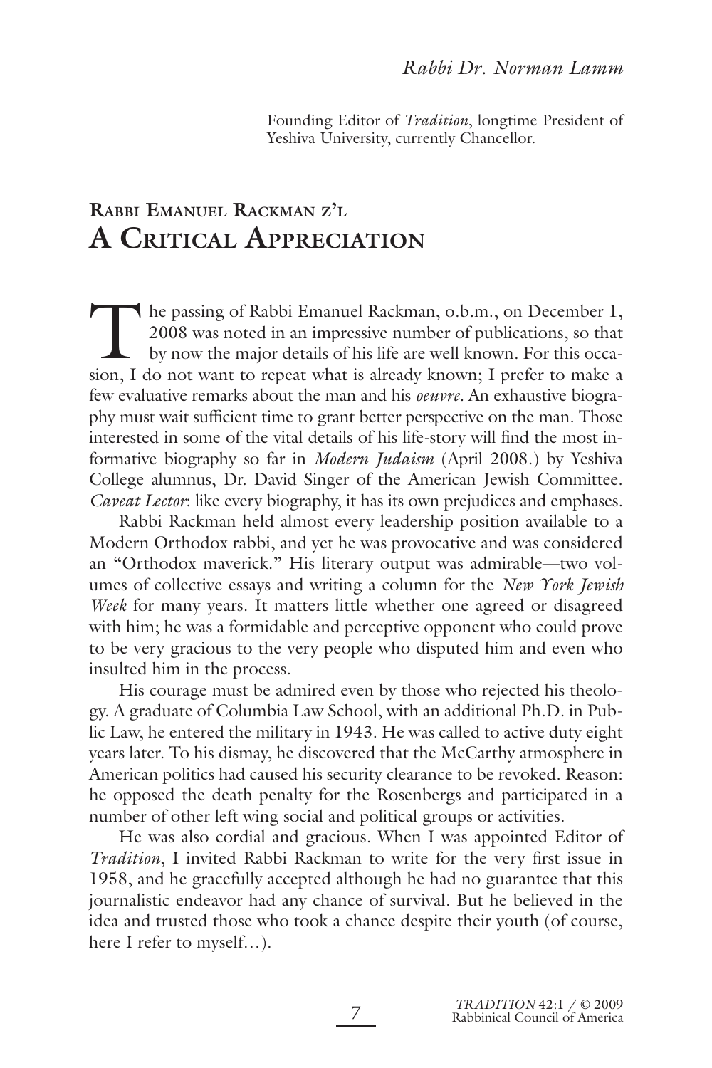*Rabbi Dr. Norman Lamm*

Founding Editor of *Tradition*, longtime President of Yeshiva University, currently Chancellor.

# Rabbi Emanuel Rackman z'l
# A Critical Appreciation

The passing of Rabbi Emanuel Rackman, o.b.m., on December 1, 2008 was noted in an impressive number of publications, so that by now the major details of his life are well known. For this occasion, I do not want to repeat what is already known; I prefer to make a few evaluative remarks about the man and his *oeuvre*. An exhaustive biography must wait sufficient time to grant better perspective on the man. Those interested in some of the vital details of his life-story will find the most informative biography so far in *Modern Judaism* (April 2008.) by Yeshiva College alumnus, Dr. David Singer of the American Jewish Committee. *Caveat Lector*: like every biography, it has its own prejudices and emphases.

Rabbi Rackman held almost every leadership position available to a Modern Orthodox rabbi, and yet he was provocative and was considered an "Orthodox maverick." His literary output was admirable—two volumes of collective essays and writing a column for the *New York Jewish Week* for many years. It matters little whether one agreed or disagreed with him; he was a formidable and perceptive opponent who could prove to be very gracious to the very people who disputed him and even who insulted him in the process.

His courage must be admired even by those who rejected his theology. A graduate of Columbia Law School, with an additional Ph.D. in Public Law, he entered the military in 1943. He was called to active duty eight years later. To his dismay, he discovered that the McCarthy atmosphere in American politics had caused his security clearance to be revoked. Reason: he opposed the death penalty for the Rosenbergs and participated in a number of other left wing social and political groups or activities.

He was also cordial and gracious. When I was appointed Editor of *Tradition*, I invited Rabbi Rackman to write for the very first issue in 1958, and he gracefully accepted although he had no guarantee that this journalistic endeavor had any chance of survival. But he believed in the idea and trusted those who took a chance despite their youth (of course, here I refer to myself…).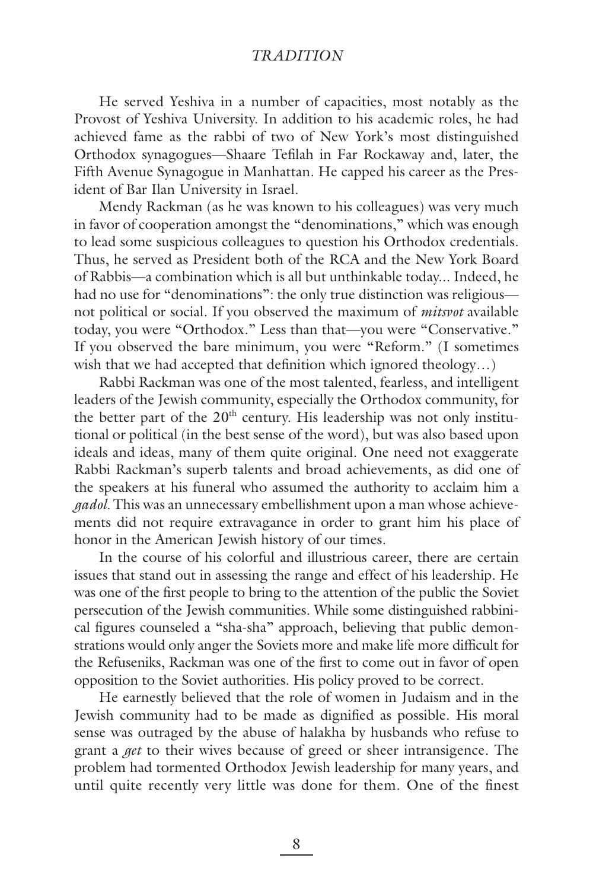He served Yeshiva in a number of capacities, most notably as the Provost of Yeshiva University. In addition to his academic roles, he had achieved fame as the rabbi of two of New York's most distinguished Orthodox synagogues—Shaare Tefilah in Far Rockaway and, later, the Fifth Avenue Synagogue in Manhattan. He capped his career as the President of Bar Ilan University in Israel.

Mendy Rackman (as he was known to his colleagues) was very much in favor of cooperation amongst the "denominations," which was enough to lead some suspicious colleagues to question his Orthodox credentials. Thus, he served as President both of the RCA and the New York Board of Rabbis—a combination which is all but unthinkable today... Indeed, he had no use for "denominations": the only true distinction was religious—not political or social. If you observed the maximum of *mitsvot* available today, you were "Orthodox." Less than that—you were "Conservative." If you observed the bare minimum, you were "Reform." (I sometimes wish that we had accepted that definition which ignored theology…)

Rabbi Rackman was one of the most talented, fearless, and intelligent leaders of the Jewish community, especially the Orthodox community, for the better part of the 20th century. His leadership was not only institutional or political (in the best sense of the word), but was also based upon ideals and ideas, many of them quite original. One need not exaggerate Rabbi Rackman's superb talents and broad achievements, as did one of the speakers at his funeral who assumed the authority to acclaim him a *gadol*. This was an unnecessary embellishment upon a man whose achievements did not require extravagance in order to grant him his place of honor in the American Jewish history of our times.

In the course of his colorful and illustrious career, there are certain issues that stand out in assessing the range and effect of his leadership. He was one of the first people to bring to the attention of the public the Soviet persecution of the Jewish communities. While some distinguished rabbinical figures counseled a "sha-sha" approach, believing that public demonstrations would only anger the Soviets more and make life more difficult for the Refuseniks, Rackman was one of the first to come out in favor of open opposition to the Soviet authorities. His policy proved to be correct.

He earnestly believed that the role of women in Judaism and in the Jewish community had to be made as dignified as possible. His moral sense was outraged by the abuse of halakha by husbands who refuse to grant a *get* to their wives because of greed or sheer intransigence. The problem had tormented Orthodox Jewish leadership for many years, and until quite recently very little was done for them. One of the finest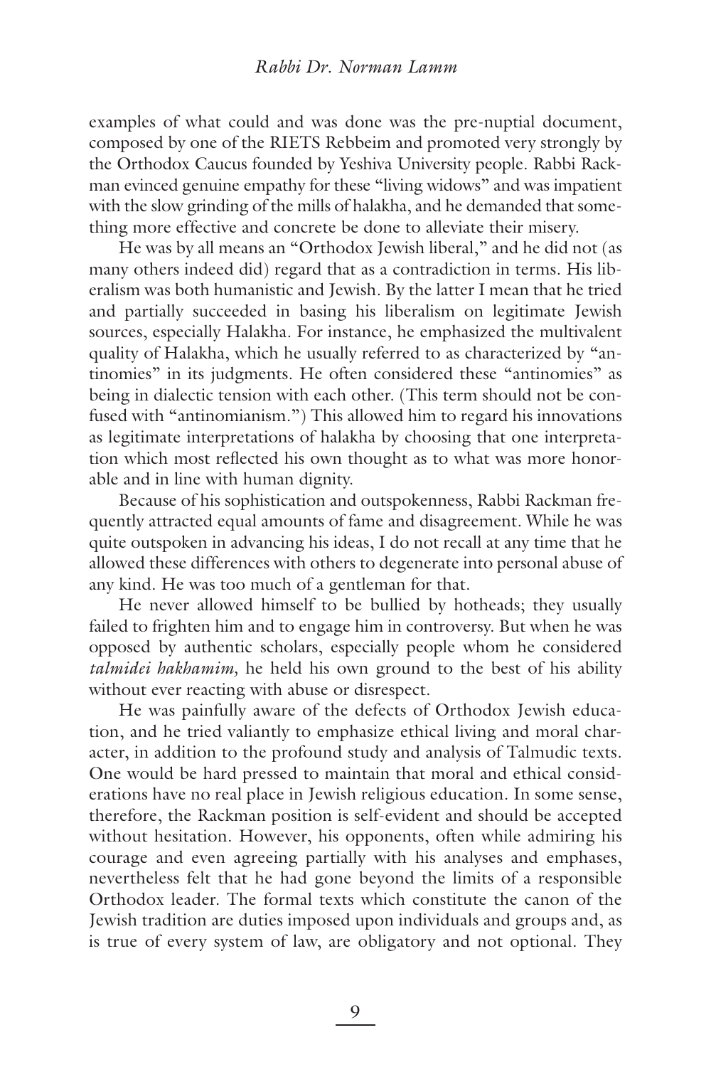examples of what could and was done was the pre-nuptial document, composed by one of the RIETS Rebbeim and promoted very strongly by the Orthodox Caucus founded by Yeshiva University people. Rabbi Rackman evinced genuine empathy for these "living widows" and was impatient with the slow grinding of the mills of halakha, and he demanded that something more effective and concrete be done to alleviate their misery.

He was by all means an "Orthodox Jewish liberal," and he did not (as many others indeed did) regard that as a contradiction in terms. His liberalism was both humanistic and Jewish. By the latter I mean that he tried and partially succeeded in basing his liberalism on legitimate Jewish sources, especially Halakha. For instance, he emphasized the multivalent quality of Halakha, which he usually referred to as characterized by "antinomies" in its judgments. He often considered these "antinomies" as being in dialectic tension with each other. (This term should not be confused with "antinomianism.") This allowed him to regard his innovations as legitimate interpretations of halakha by choosing that one interpretation which most reflected his own thought as to what was more honorable and in line with human dignity.

Because of his sophistication and outspokenness, Rabbi Rackman frequently attracted equal amounts of fame and disagreement. While he was quite outspoken in advancing his ideas, I do not recall at any time that he allowed these differences with others to degenerate into personal abuse of any kind. He was too much of a gentleman for that.

He never allowed himself to be bullied by hotheads; they usually failed to frighten him and to engage him in controversy. But when he was opposed by authentic scholars, especially people whom he considered *talmidei hakhamim,* he held his own ground to the best of his ability without ever reacting with abuse or disrespect.

He was painfully aware of the defects of Orthodox Jewish education, and he tried valiantly to emphasize ethical living and moral character, in addition to the profound study and analysis of Talmudic texts. One would be hard pressed to maintain that moral and ethical considerations have no real place in Jewish religious education. In some sense, therefore, the Rackman position is self-evident and should be accepted without hesitation. However, his opponents, often while admiring his courage and even agreeing partially with his analyses and emphases, nevertheless felt that he had gone beyond the limits of a responsible Orthodox leader. The formal texts which constitute the canon of the Jewish tradition are duties imposed upon individuals and groups and, as is true of every system of law, are obligatory and not optional. They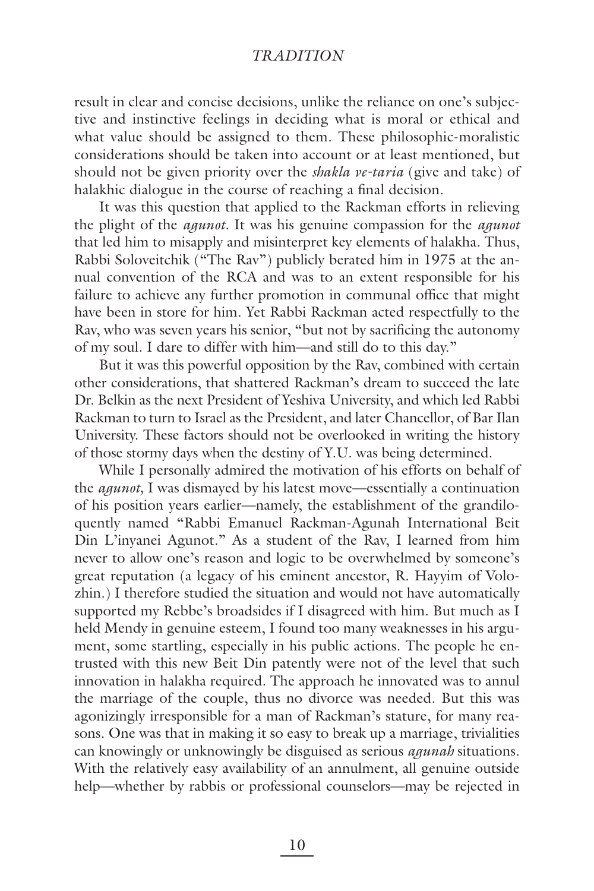result in clear and concise decisions, unlike the reliance on one's subjective and instinctive feelings in deciding what is moral or ethical and what value should be assigned to them. These philosophic-moralistic considerations should be taken into account or at least mentioned, but should not be given priority over the *shakla ve-taria* (give and take) of halakhic dialogue in the course of reaching a final decision.

It was this question that applied to the Rackman efforts in relieving the plight of the *agunot*. It was his genuine compassion for the *agunot* that led him to misapply and misinterpret key elements of halakha. Thus, Rabbi Soloveitchik ("The Rav") publicly berated him in 1975 at the annual convention of the RCA and was to an extent responsible for his failure to achieve any further promotion in communal office that might have been in store for him. Yet Rabbi Rackman acted respectfully to the Rav, who was seven years his senior, "but not by sacrificing the autonomy of my soul. I dare to differ with him—and still do to this day."

But it was this powerful opposition by the Rav, combined with certain other considerations, that shattered Rackman's dream to succeed the late Dr. Belkin as the next President of Yeshiva University, and which led Rabbi Rackman to turn to Israel as the President, and later Chancellor, of Bar Ilan University. These factors should not be overlooked in writing the history of those stormy days when the destiny of Y.U. was being determined.

While I personally admired the motivation of his efforts on behalf of the *agunot,* I was dismayed by his latest move—essentially a continuation of his position years earlier—namely, the establishment of the grandiloquently named "Rabbi Emanuel Rackman-Agunah International Beit Din L'inyanei Agunot." As a student of the Rav, I learned from him never to allow one's reason and logic to be overwhelmed by someone's great reputation (a legacy of his eminent ancestor, R. Hayyim of Volozhin.) I therefore studied the situation and would not have automatically supported my Rebbe's broadsides if I disagreed with him. But much as I held Mendy in genuine esteem, I found too many weaknesses in his argument, some startling, especially in his public actions. The people he entrusted with this new Beit Din patently were not of the level that such innovation in halakha required. The approach he innovated was to annul the marriage of the couple, thus no divorce was needed. But this was agonizingly irresponsible for a man of Rackman's stature, for many reasons. One was that in making it so easy to break up a marriage, trivialities can knowingly or unknowingly be disguised as serious *agunah* situations. With the relatively easy availability of an annulment, all genuine outside help—whether by rabbis or professional counselors—may be rejected in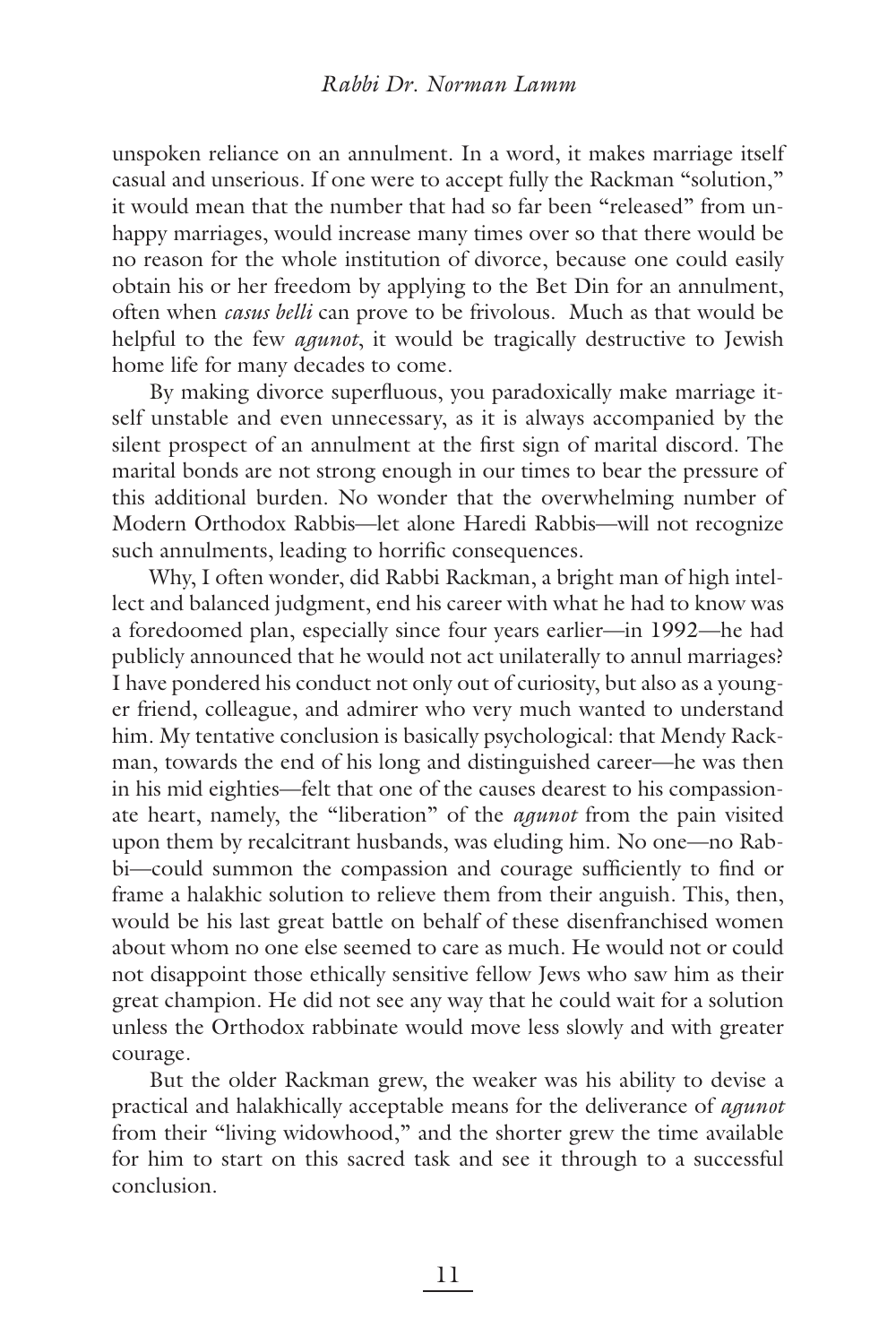unspoken reliance on an annulment. In a word, it makes marriage itself casual and unserious. If one were to accept fully the Rackman "solution," it would mean that the number that had so far been "released" from unhappy marriages, would increase many times over so that there would be no reason for the whole institution of divorce, because one could easily obtain his or her freedom by applying to the Bet Din for an annulment, often when *casus belli* can prove to be frivolous. Much as that would be helpful to the few *agunot*, it would be tragically destructive to Jewish home life for many decades to come.

By making divorce superfluous, you paradoxically make marriage itself unstable and even unnecessary, as it is always accompanied by the silent prospect of an annulment at the first sign of marital discord. The marital bonds are not strong enough in our times to bear the pressure of this additional burden. No wonder that the overwhelming number of Modern Orthodox Rabbis—let alone Haredi Rabbis—will not recognize such annulments, leading to horrific consequences.

Why, I often wonder, did Rabbi Rackman, a bright man of high intellect and balanced judgment, end his career with what he had to know was a foredoomed plan, especially since four years earlier—in 1992—he had publicly announced that he would not act unilaterally to annul marriages? I have pondered his conduct not only out of curiosity, but also as a younger friend, colleague, and admirer who very much wanted to understand him. My tentative conclusion is basically psychological: that Mendy Rackman, towards the end of his long and distinguished career—he was then in his mid eighties—felt that one of the causes dearest to his compassionate heart, namely, the "liberation" of the *agunot* from the pain visited upon them by recalcitrant husbands, was eluding him. No one—no Rabbi—could summon the compassion and courage sufficiently to find or frame a halakhic solution to relieve them from their anguish. This, then, would be his last great battle on behalf of these disenfranchised women about whom no one else seemed to care as much. He would not or could not disappoint those ethically sensitive fellow Jews who saw him as their great champion. He did not see any way that he could wait for a solution unless the Orthodox rabbinate would move less slowly and with greater courage.

But the older Rackman grew, the weaker was his ability to devise a practical and halakhically acceptable means for the deliverance of *agunot* from their "living widowhood," and the shorter grew the time available for him to start on this sacred task and see it through to a successful conclusion.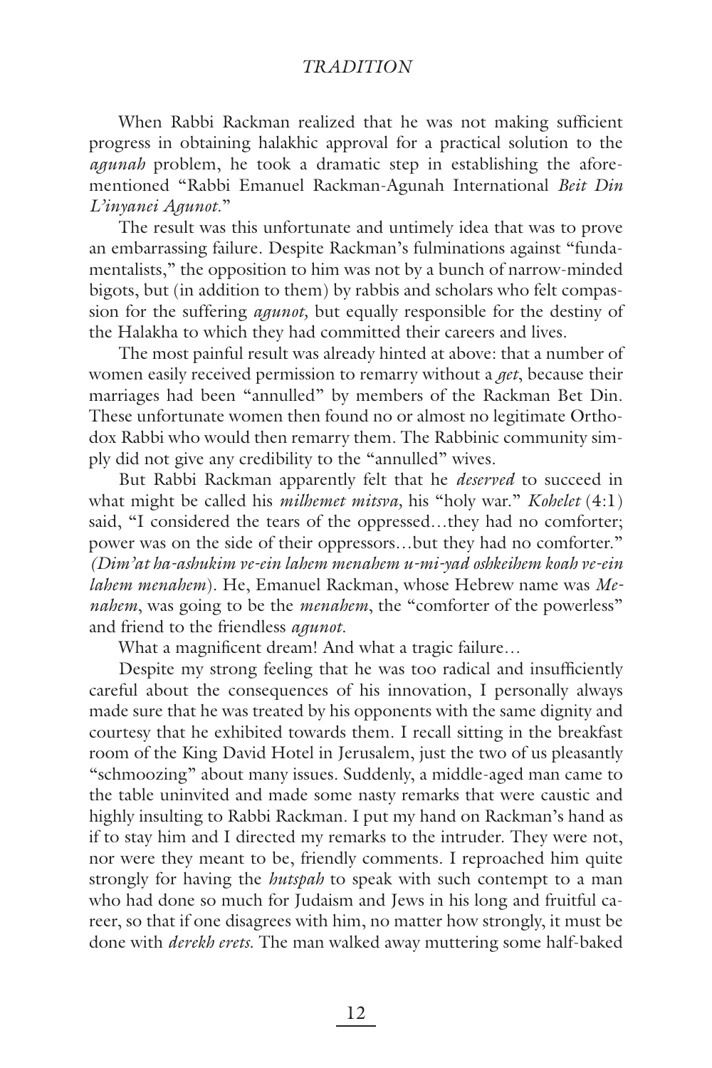When Rabbi Rackman realized that he was not making sufficient progress in obtaining halakhic approval for a practical solution to the *agunah* problem, he took a dramatic step in establishing the aforementioned "Rabbi Emanuel Rackman-Agunah International *Beit Din L'inyanei Agunot*."

The result was this unfortunate and untimely idea that was to prove an embarrassing failure. Despite Rackman's fulminations against "fundamentalists," the opposition to him was not by a bunch of narrow-minded bigots, but (in addition to them) by rabbis and scholars who felt compassion for the suffering *agunot*, but equally responsible for the destiny of the Halakha to which they had committed their careers and lives.

The most painful result was already hinted at above: that a number of women easily received permission to remarry without a *get*, because their marriages had been "annulled" by members of the Rackman Bet Din. These unfortunate women then found no or almost no legitimate Orthodox Rabbi who would then remarry them. The Rabbinic community simply did not give any credibility to the "annulled" wives.

But Rabbi Rackman apparently felt that he *deserved* to succeed in what might be called his *milhemet mitsva*, his "holy war." *Kohelet* (4:1) said, "I considered the tears of the oppressed…they had no comforter; power was on the side of their oppressors…but they had no comforter." *(Dim'at ha-ashukim ve-ein lahem menahem u-mi-yad oshkeihem koah ve-ein lahem menahem*). He, Emanuel Rackman, whose Hebrew name was *Menahem*, was going to be the *menahem*, the "comforter of the powerless" and friend to the friendless *agunot*.

What a magnificent dream! And what a tragic failure…

Despite my strong feeling that he was too radical and insufficiently careful about the consequences of his innovation, I personally always made sure that he was treated by his opponents with the same dignity and courtesy that he exhibited towards them. I recall sitting in the breakfast room of the King David Hotel in Jerusalem, just the two of us pleasantly "schmoozing" about many issues. Suddenly, a middle-aged man came to the table uninvited and made some nasty remarks that were caustic and highly insulting to Rabbi Rackman. I put my hand on Rackman's hand as if to stay him and I directed my remarks to the intruder. They were not, nor were they meant to be, friendly comments. I reproached him quite strongly for having the *hutspah* to speak with such contempt to a man who had done so much for Judaism and Jews in his long and fruitful career, so that if one disagrees with him, no matter how strongly, it must be done with *derekh erets*. The man walked away muttering some half-baked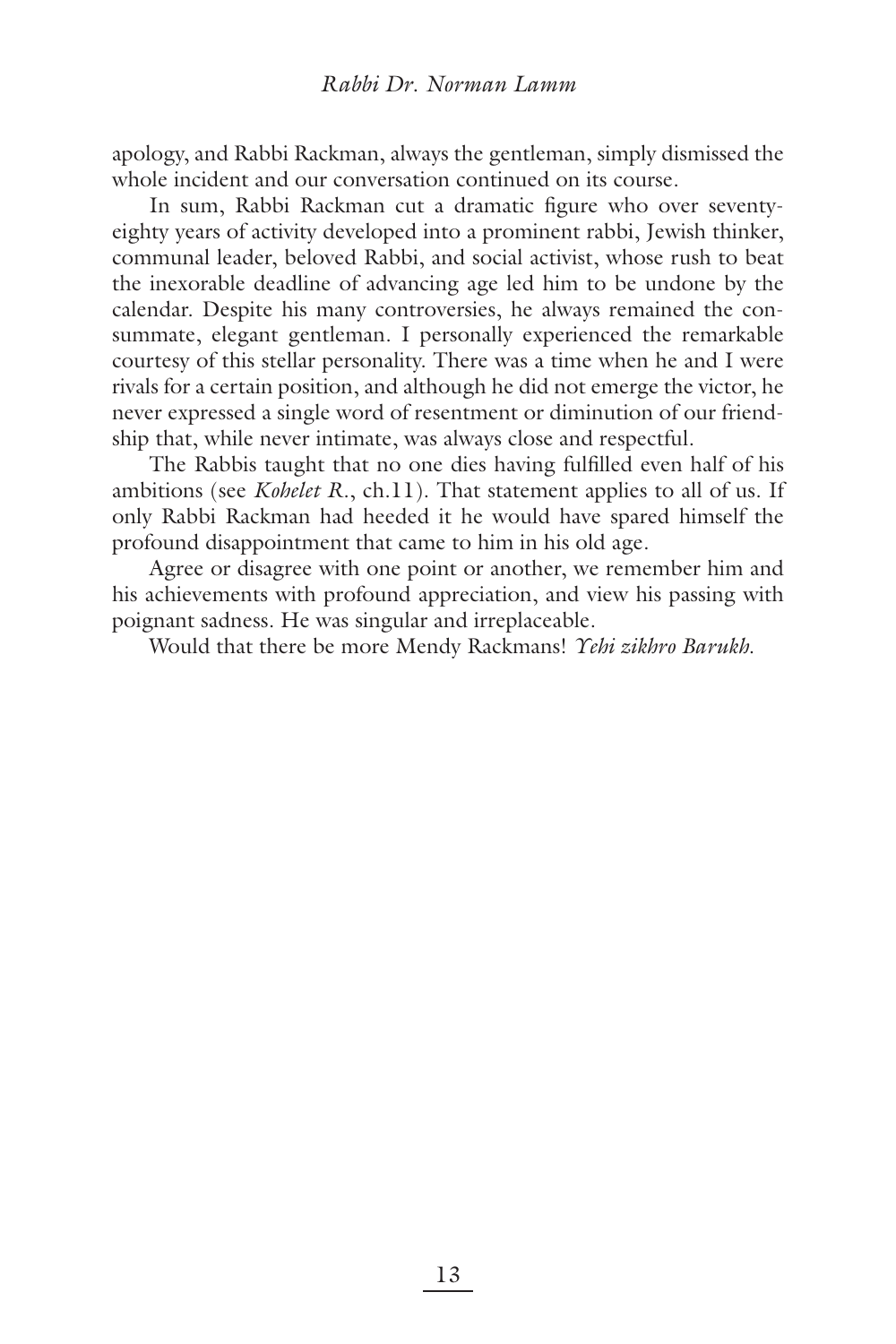apology, and Rabbi Rackman, always the gentleman, simply dismissed the whole incident and our conversation continued on its course.

In sum, Rabbi Rackman cut a dramatic figure who over seventy-eighty years of activity developed into a prominent rabbi, Jewish thinker, communal leader, beloved Rabbi, and social activist, whose rush to beat the inexorable deadline of advancing age led him to be undone by the calendar. Despite his many controversies, he always remained the consummate, elegant gentleman. I personally experienced the remarkable courtesy of this stellar personality. There was a time when he and I were rivals for a certain position, and although he did not emerge the victor, he never expressed a single word of resentment or diminution of our friendship that, while never intimate, was always close and respectful.

The Rabbis taught that no one dies having fulfilled even half of his ambitions (see *Kohelet R.*, ch.11). That statement applies to all of us. If only Rabbi Rackman had heeded it he would have spared himself the profound disappointment that came to him in his old age.

Agree or disagree with one point or another, we remember him and his achievements with profound appreciation, and view his passing with poignant sadness. He was singular and irreplaceable.

Would that there be more Mendy Rackmans! *Yehi zikhro Barukh.*